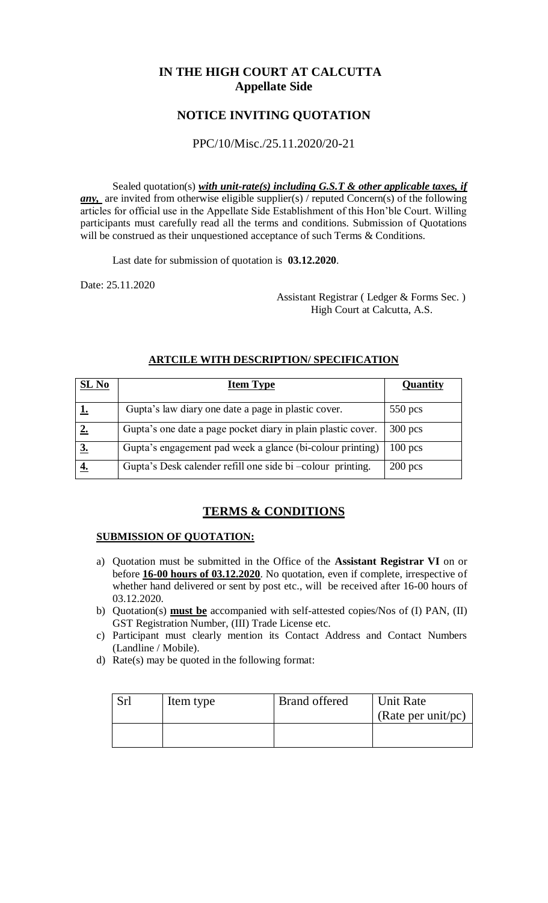# IN THE HIGH COURT AT CALCUTTA
## Appellate Side

## NOTICE INVITING QUOTATION

PPC/10/Misc./25.11.2020/20-21

Sealed quotation(s) ***with unit-rate(s) including G.S.T & other applicable taxes, if any,*** are invited from otherwise eligible supplier(s) / reputed Concern(s) of the following articles for official use in the Appellate Side Establishment of this Hon'ble Court. Willing participants must carefully read all the terms and conditions. Submission of Quotations will be construed as their unquestioned acceptance of such Terms & Conditions.

Last date for submission of quotation is **03.12.2020**.

Date: 25.11.2020

Assistant Registrar ( Ledger & Forms Sec. )
High Court at Calcutta, A.S.

### ARTCILE WITH DESCRIPTION/ SPECIFICATION

| SL No | Item Type | Quantity |
|---|---|---|
| 1. | Gupta's law diary one date a page in plastic cover. | 550 pcs |
| 2. | Gupta's one date a page pocket diary in plain plastic cover. | 300 pcs |
| 3. | Gupta's engagement pad week a glance (bi-colour printing) | 100 pcs |
| 4. | Gupta's Desk calender refill one side bi –colour printing. | 200 pcs |

## TERMS & CONDITIONS

### SUBMISSION OF QUOTATION:

a) Quotation must be submitted in the Office of the **Assistant Registrar VI** on or before **16-00 hours of 03.12.2020**. No quotation, even if complete, irrespective of whether hand delivered or sent by post etc., will be received after 16-00 hours of 03.12.2020.

b) Quotation(s) **must be** accompanied with self-attested copies/Nos of (I) PAN, (II) GST Registration Number, (III) Trade License etc.

c) Participant must clearly mention its Contact Address and Contact Numbers (Landline / Mobile).

d) Rate(s) may be quoted in the following format:

| Srl | Item type | Brand offered | Unit Rate (Rate per unit/pc) |
|---|---|---|---|
| | | | |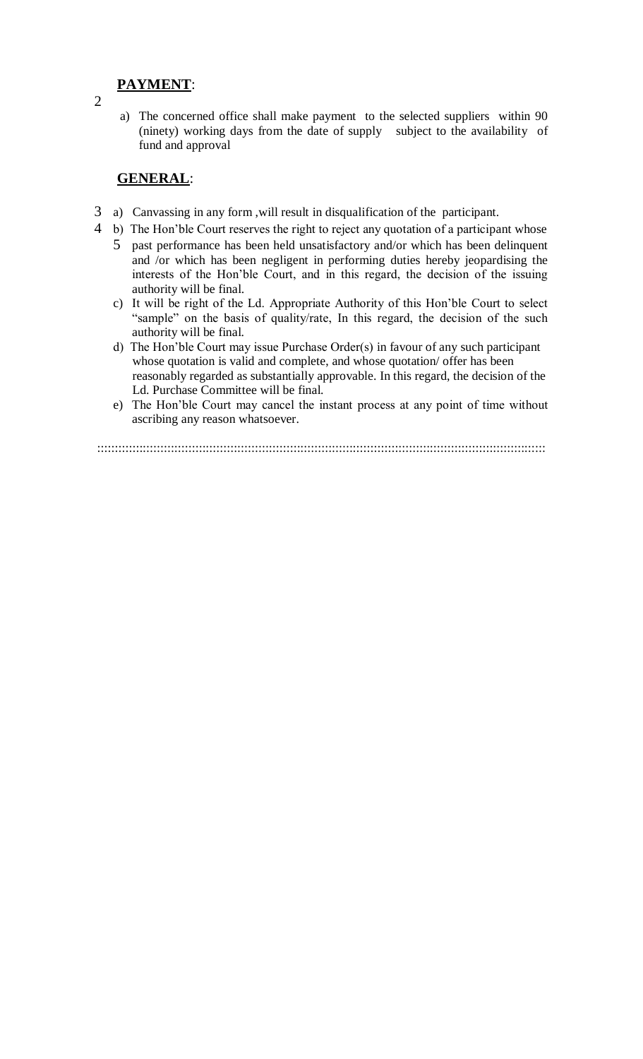**PAYMENT**:

2

a) The concerned office shall make payment to the selected suppliers within 90 (ninety) working days from the date of supply subject to the availability of fund and approval

**GENERAL**:

3 a) Canvassing in any form ,will result in disqualification of the participant.

4 b) The Hon'ble Court reserves the right to reject any quotation of a participant whose

5 past performance has been held unsatisfactory and/or which has been delinquent and /or which has been negligent in performing duties hereby jeopardising the interests of the Hon'ble Court, and in this regard, the decision of the issuing authority will be final.

c) It will be right of the Ld. Appropriate Authority of this Hon'ble Court to select "sample" on the basis of quality/rate, In this regard, the decision of the such authority will be final.

d) The Hon'ble Court may issue Purchase Order(s) in favour of any such participant whose quotation is valid and complete, and whose quotation/ offer has been reasonably regarded as substantially approvable. In this regard, the decision of the Ld. Purchase Committee will be final.

e) The Hon'ble Court may cancel the instant process at any point of time without ascribing any reason whatsoever.

::::::::::::::::::::::::::::::::::::::::::::::::::::::::::::::::::::::::::::::::::::::::::::::::::::::::::::::::::::::::::::::::::::::::::::